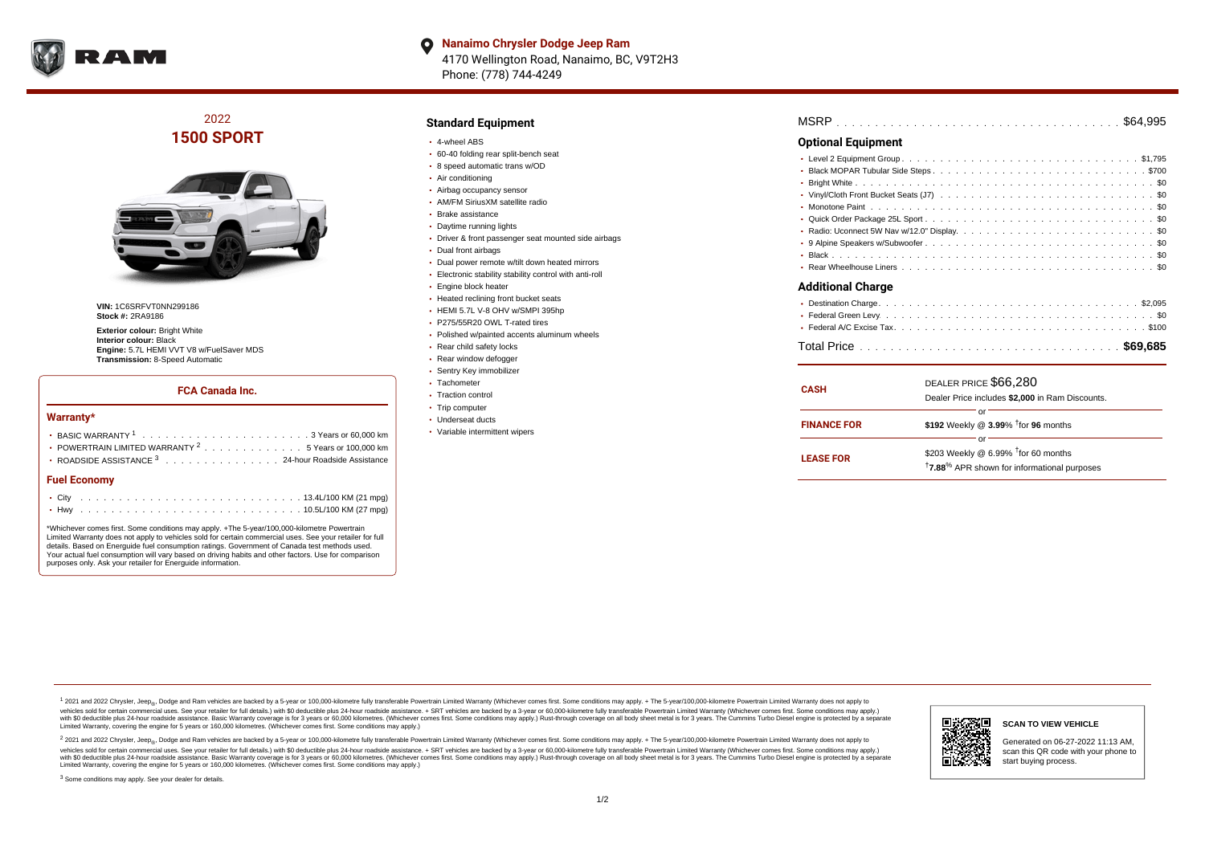**Nanaimo Chrysler Dodge Jeep Ram**
4170 Wellington Road, Nanaimo, BC, V9T2H3
Phone: (778) 744-4249

## 2022
# 1500 SPORT

**VIN:** 1C6SRFVT0NN299186
**Stock #:** 2RA9186

**Exterior colour:** Bright White
**Interior colour:** Black
**Engine:** 5.7L HEMI VVT V8 w/FuelSaver MDS
**Transmission:** 8-Speed Automatic

### FCA Canada Inc.

#### Warranty*

- BASIC WARRANTY [1] . . . . . 3 Years or 60,000 km
- POWERTRAIN LIMITED WARRANTY [2] . . . . . 5 Years or 100,000 km
- ROADSIDE ASSISTANCE [3] . . . . . 24-hour Roadside Assistance

#### Fuel Economy

- City . . . . . 13.4L/100 KM (21 mpg)
- Hwy . . . . . 10.5L/100 KM (27 mpg)

*Whichever comes first. Some conditions may apply. +The 5-year/100,000-kilometre Powertrain Limited Warranty does not apply to vehicles sold for certain commercial uses. See your retailer for full details. Based on Energuide fuel consumption ratings. Government of Canada test methods used. Your actual fuel consumption will vary based on driving habits and other factors. Use for comparison purposes only. Ask your retailer for Energuide information.

## Standard Equipment

- 4-wheel ABS
- 60-40 folding rear split-bench seat
- 8 speed automatic trans w/OD
- Air conditioning
- Airbag occupancy sensor
- AM/FM SiriusXM satellite radio
- Brake assistance
- Daytime running lights
- Driver & front passenger seat mounted side airbags
- Dual front airbags
- Dual power remote w/tilt down heated mirrors
- Electronic stability stability control with anti-roll
- Engine block heater
- Heated reclining front bucket seats
- HEMI 5.7L V-8 OHV w/SMPI 395hp
- P275/55R20 OWL T-rated tires
- Polished w/painted accents aluminum wheels
- Rear child safety locks
- Rear window defogger
- Sentry Key immobilizer
- Tachometer
- Traction control
- Trip computer
- Underseat ducts
- Variable intermittent wipers

MSRP . . . . . $64,995

## Optional Equipment

- Level 2 Equipment Group . . . . . $1,795
- Black MOPAR Tubular Side Steps . . . . . $700
- Bright White . . . . . $0
- Vinyl/Cloth Front Bucket Seats (J7) . . . . . $0
- Monotone Paint . . . . . $0
- Quick Order Package 25L Sport . . . . . $0
- Radio: Uconnect 5W Nav w/12.0" Display . . . . . $0
- 9 Alpine Speakers w/Subwoofer . . . . . $0
- Black . . . . . $0
- Rear Wheelhouse Liners . . . . . $0

## Additional Charge

- Destination Charge . . . . . $2,095
- Federal Green Levy . . . . . $0
- Federal A/C Excise Tax . . . . . $100

Total Price . . . . . **$69,685**

| | |
|---|---|
| **CASH** | DEALER PRICE $66,280<br>Dealer Price includes **$2,000** in Ram Discounts. |
| | or |
| **FINANCE FOR** | **$192** Weekly @ **3.99**% †for **96** months |
| | or |
| **LEASE FOR** | $203 Weekly @ 6.99% †for 60 months<br>†**7.88**% APR shown for informational purposes |

[1] 2021 and 2022 Chrysler, Jeep®, Dodge and Ram vehicles are backed by a 5-year or 100,000-kilometre fully transferable Powertrain Limited Warranty (Whichever comes first. Some conditions may apply. + The 5-year/100,000-kilometre Powertrain Limited Warranty does not apply to vehicles sold for certain commercial uses. See your retailer for full details.) with $0 deductible plus 24-hour roadside assistance. + SRT vehicles are backed by a 3-year or 60,000-kilometre fully transferable Powertrain Limited Warranty (Whichever comes first. Some conditions may apply.) with $0 deductible plus 24-hour roadside assistance. Basic Warranty coverage is for 3 years or 60,000 kilometres. (Whichever comes first. Some conditions may apply.) Rust-through coverage on all body sheet metal is for 3 years. The Cummins Turbo Diesel engine is protected by a separate Limited Warranty, covering the engine for 5 years or 160,000 kilometres. (Whichever comes first. Some conditions may apply.)

[2] 2021 and 2022 Chrysler, Jeep®, Dodge and Ram vehicles are backed by a 5-year or 100,000-kilometre fully transferable Powertrain Limited Warranty (Whichever comes first. Some conditions may apply. + The 5-year/100,000-kilometre Powertrain Limited Warranty does not apply to vehicles sold for certain commercial uses. See your retailer for full details.) with $0 deductible plus 24-hour roadside assistance. + SRT vehicles are backed by a 3-year or 60,000-kilometre fully transferable Powertrain Limited Warranty (Whichever comes first. Some conditions may apply.) with $0 deductible plus 24-hour roadside assistance. Basic Warranty coverage is for 3 years or 60,000 kilometres. (Whichever comes first. Some conditions may apply.) Rust-through coverage on all body sheet metal is for 3 years. The Cummins Turbo Diesel engine is protected by a separate Limited Warranty, covering the engine for 5 years or 160,000 kilometres. (Whichever comes first. Some conditions may apply.)

[3] Some conditions may apply. See your dealer for details.

**SCAN TO VIEW VEHICLE**

Generated on 06-27-2022 11:13 AM, scan this QR code with your phone to start buying process.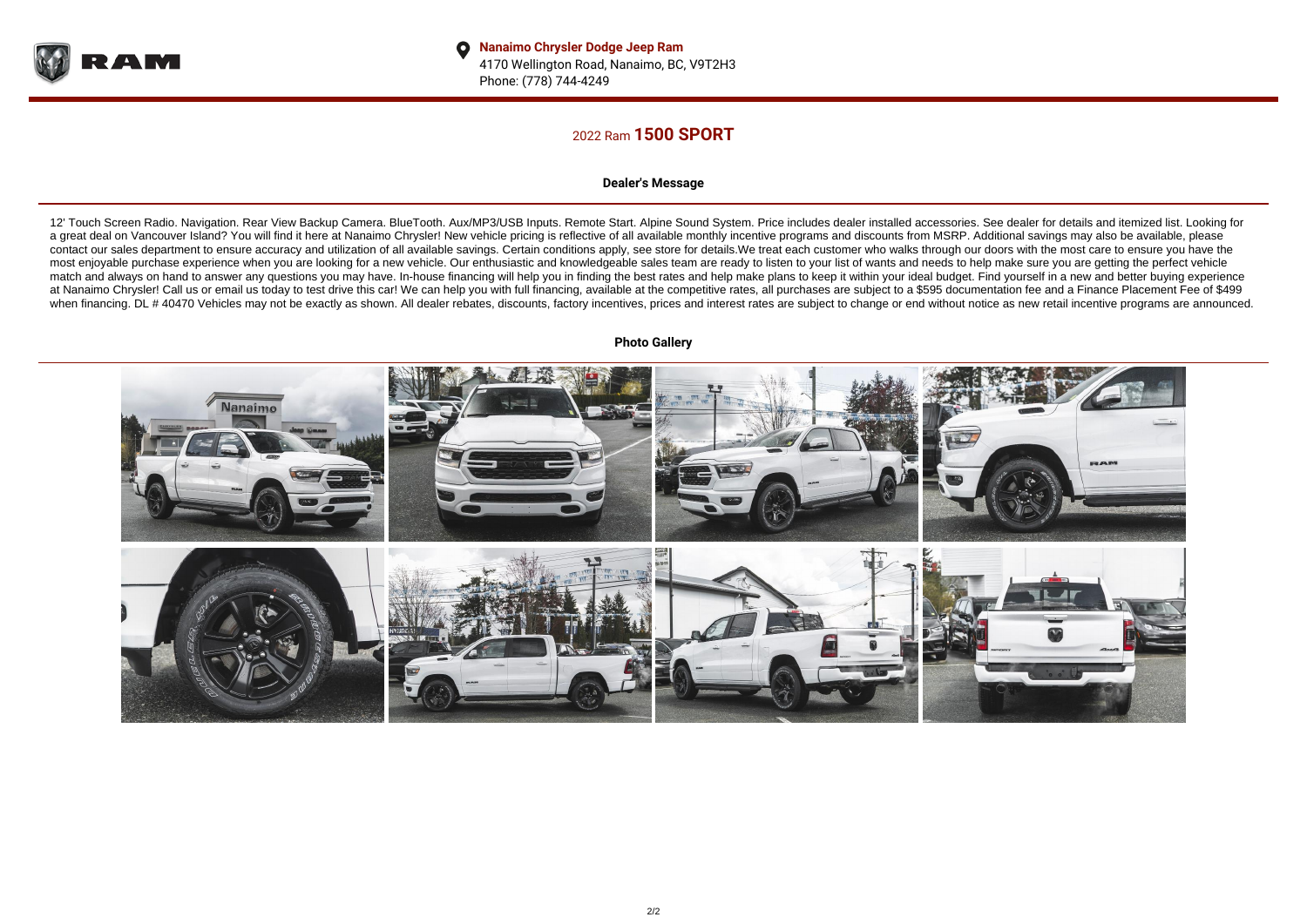**Nanaimo Chrysler Dodge Jeep Ram**
4170 Wellington Road, Nanaimo, BC, V9T2H3
Phone: (778) 744-4249

# 2022 Ram **1500 SPORT**

## Dealer's Message

12' Touch Screen Radio. Navigation. Rear View Backup Camera. BlueTooth. Aux/MP3/USB Inputs. Remote Start. Alpine Sound System. Price includes dealer installed accessories. See dealer for details and itemized list. Looking for a great deal on Vancouver Island? You will find it here at Nanaimo Chrysler! New vehicle pricing is reflective of all available monthly incentive programs and discounts from MSRP. Additional savings may also be available, please contact our sales department to ensure accuracy and utilization of all available savings. Certain conditions apply, see store for details.We treat each customer who walks through our doors with the most care to ensure you have the most enjoyable purchase experience when you are looking for a new vehicle. Our enthusiastic and knowledgeable sales team are ready to listen to your list of wants and needs to help make sure you are getting the perfect vehicle match and always on hand to answer any questions you may have. In-house financing will help you in finding the best rates and help make plans to keep it within your ideal budget. Find yourself in a new and better buying experience at Nanaimo Chrysler! Call us or email us today to test drive this car! We can help you with full financing, available at the competitive rates, all purchases are subject to a $595 documentation fee and a Finance Placement Fee of $499 when financing. DL # 40470 Vehicles may not be exactly as shown. All dealer rebates, discounts, factory incentives, prices and interest rates are subject to change or end without notice as new retail incentive programs are announced.

## Photo Gallery